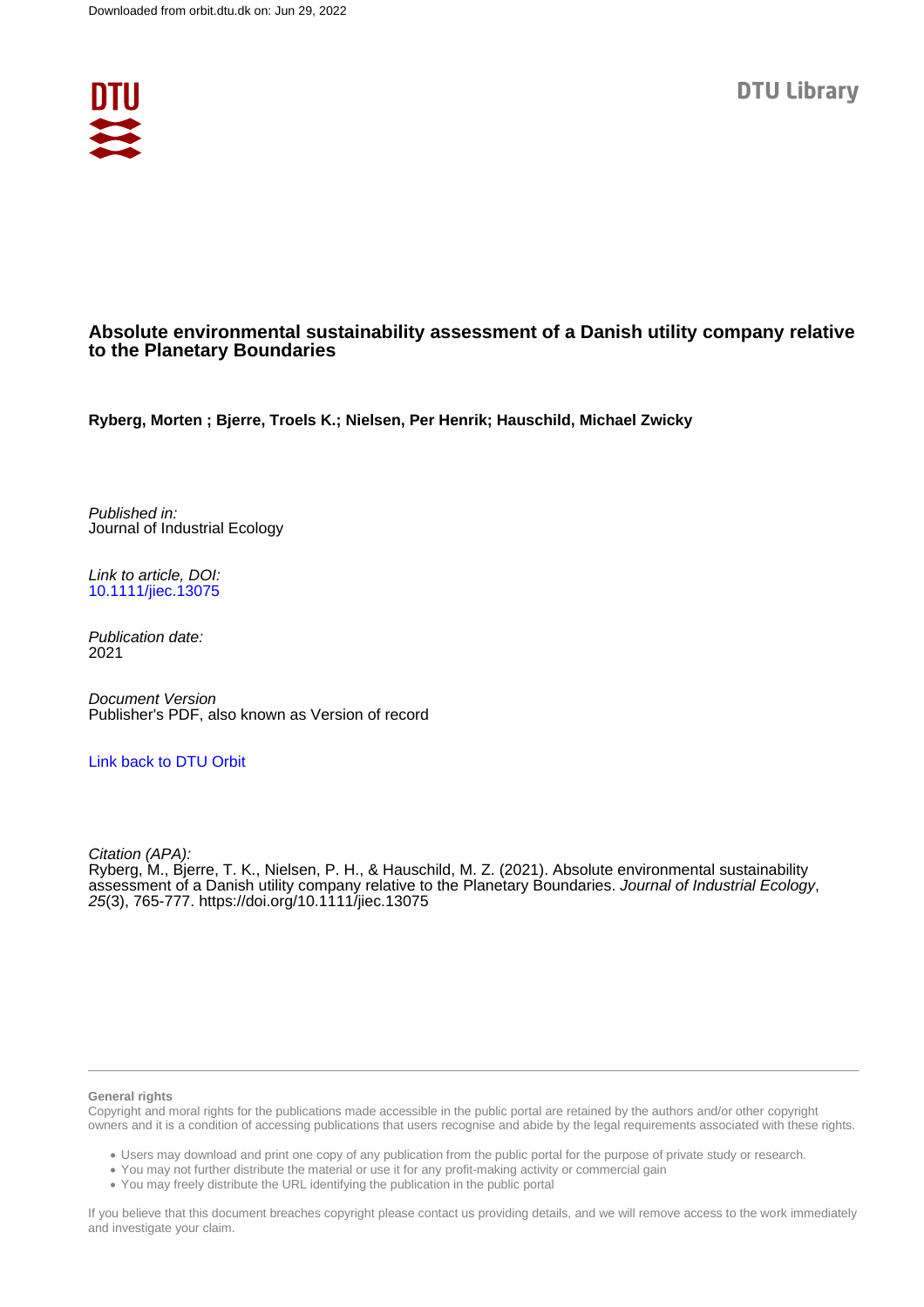Downloaded from orbit.dtu.dk on: Jun 29, 2022

DTU Library

# Absolute environmental sustainability assessment of a Danish utility company relative to the Planetary Boundaries

**Ryberg, Morten ; Bjerre, Troels K.; Nielsen, Per Henrik; Hauschild, Michael Zwicky**

*Published in:*
Journal of Industrial Ecology

*Link to article, DOI:*
10.1111/jiec.13075

*Publication date:*
2021

*Document Version*
Publisher's PDF, also known as Version of record

Link back to DTU Orbit

*Citation (APA):*
Ryberg, M., Bjerre, T. K., Nielsen, P. H., & Hauschild, M. Z. (2021). Absolute environmental sustainability assessment of a Danish utility company relative to the Planetary Boundaries. *Journal of Industrial Ecology*, *25*(3), 765-777. https://doi.org/10.1111/jiec.13075

**General rights**

Copyright and moral rights for the publications made accessible in the public portal are retained by the authors and/or other copyright owners and it is a condition of accessing publications that users recognise and abide by the legal requirements associated with these rights.

- Users may download and print one copy of any publication from the public portal for the purpose of private study or research.
- You may not further distribute the material or use it for any profit-making activity or commercial gain
- You may freely distribute the URL identifying the publication in the public portal

If you believe that this document breaches copyright please contact us providing details, and we will remove access to the work immediately and investigate your claim.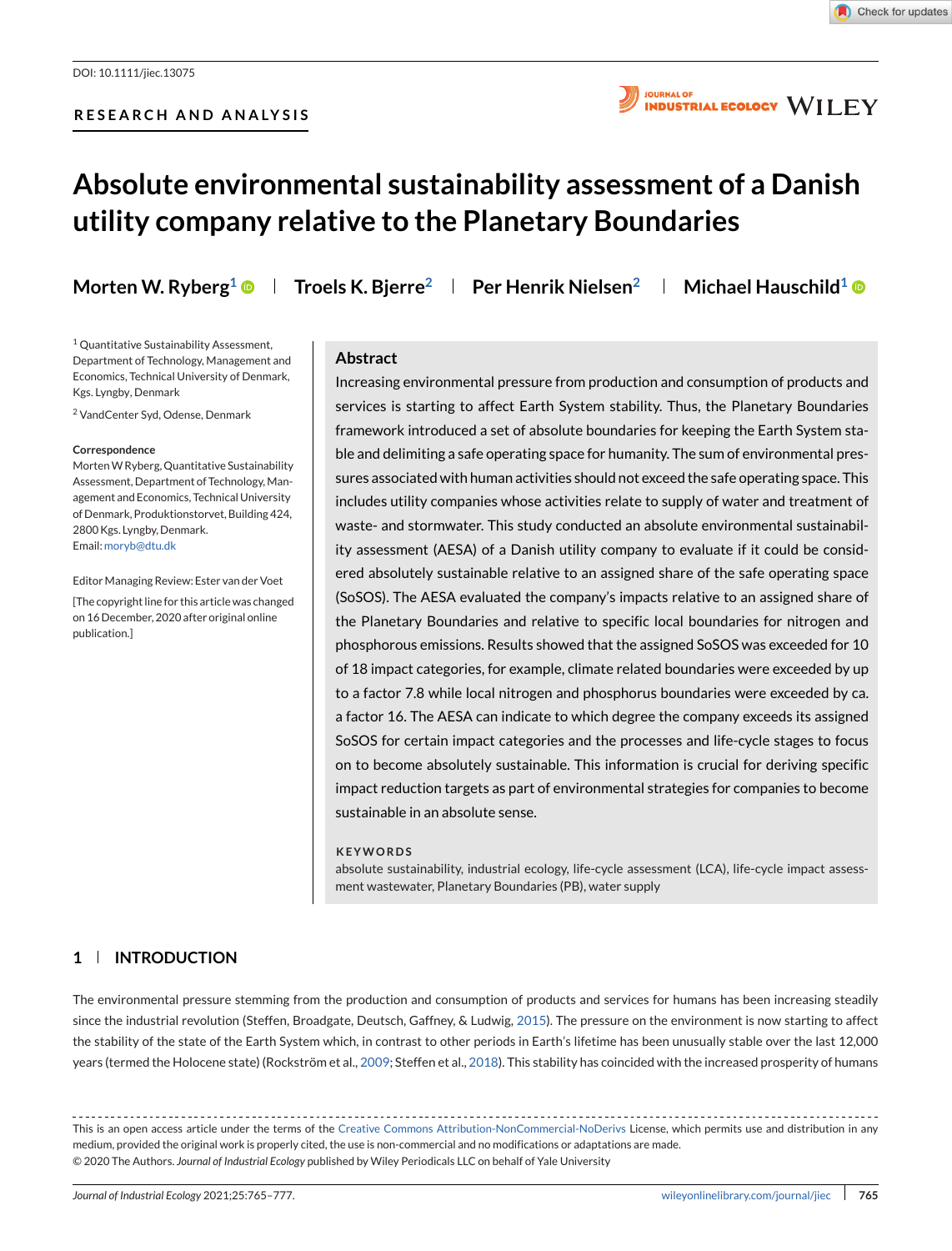DOI: 10.1111/jiec.13075

RESEARCH AND ANALYSIS

# Absolute environmental sustainability assessment of a Danish utility company relative to the Planetary Boundaries

**Morten W. Ryberg**[1] | **Troels K. Bjerre**[2] | **Per Henrik Nielsen**[2] | **Michael Hauschild**[1]

[1] Quantitative Sustainability Assessment, Department of Technology, Management and Economics, Technical University of Denmark, Kgs. Lyngby, Denmark

[2] VandCenter Syd, Odense, Denmark

**Correspondence**
Morten W Ryberg, Quantitative Sustainability Assessment, Department of Technology, Management and Economics, Technical University of Denmark, Produktionstorvet, Building 424, 2800 Kgs. Lyngby, Denmark.
Email: moryb@dtu.dk

Editor Managing Review: Ester van der Voet

[The copyright line for this article was changed on 16 December, 2020 after original online publication.]

## Abstract

Increasing environmental pressure from production and consumption of products and services is starting to affect Earth System stability. Thus, the Planetary Boundaries framework introduced a set of absolute boundaries for keeping the Earth System stable and delimiting a safe operating space for humanity. The sum of environmental pressures associated with human activities should not exceed the safe operating space. This includes utility companies whose activities relate to supply of water and treatment of waste- and stormwater. This study conducted an absolute environmental sustainability assessment (AESA) of a Danish utility company to evaluate if it could be considered absolutely sustainable relative to an assigned share of the safe operating space (SoSOS). The AESA evaluated the company's impacts relative to an assigned share of the Planetary Boundaries and relative to specific local boundaries for nitrogen and phosphorous emissions. Results showed that the assigned SoSOS was exceeded for 10 of 18 impact categories, for example, climate related boundaries were exceeded by up to a factor 7.8 while local nitrogen and phosphorus boundaries were exceeded by ca. a factor 16. The AESA can indicate to which degree the company exceeds its assigned SoSOS for certain impact categories and the processes and life-cycle stages to focus on to become absolutely sustainable. This information is crucial for deriving specific impact reduction targets as part of environmental strategies for companies to become sustainable in an absolute sense.

**KEYWORDS**

absolute sustainability, industrial ecology, life-cycle assessment (LCA), life-cycle impact assessment wastewater, Planetary Boundaries (PB), water supply

## 1 | INTRODUCTION

The environmental pressure stemming from the production and consumption of products and services for humans has been increasing steadily since the industrial revolution (Steffen, Broadgate, Deutsch, Gaffney, & Ludwig, 2015). The pressure on the environment is now starting to affect the stability of the state of the Earth System which, in contrast to other periods in Earth's lifetime has been unusually stable over the last 12,000 years (termed the Holocene state) (Rockström et al., 2009; Steffen et al., 2018). This stability has coincided with the increased prosperity of humans

This is an open access article under the terms of the Creative Commons Attribution-NonCommercial-NoDerivs License, which permits use and distribution in any medium, provided the original work is properly cited, the use is non-commercial and no modifications or adaptations are made.
© 2020 The Authors. *Journal of Industrial Ecology* published by Wiley Periodicals LLC on behalf of Yale University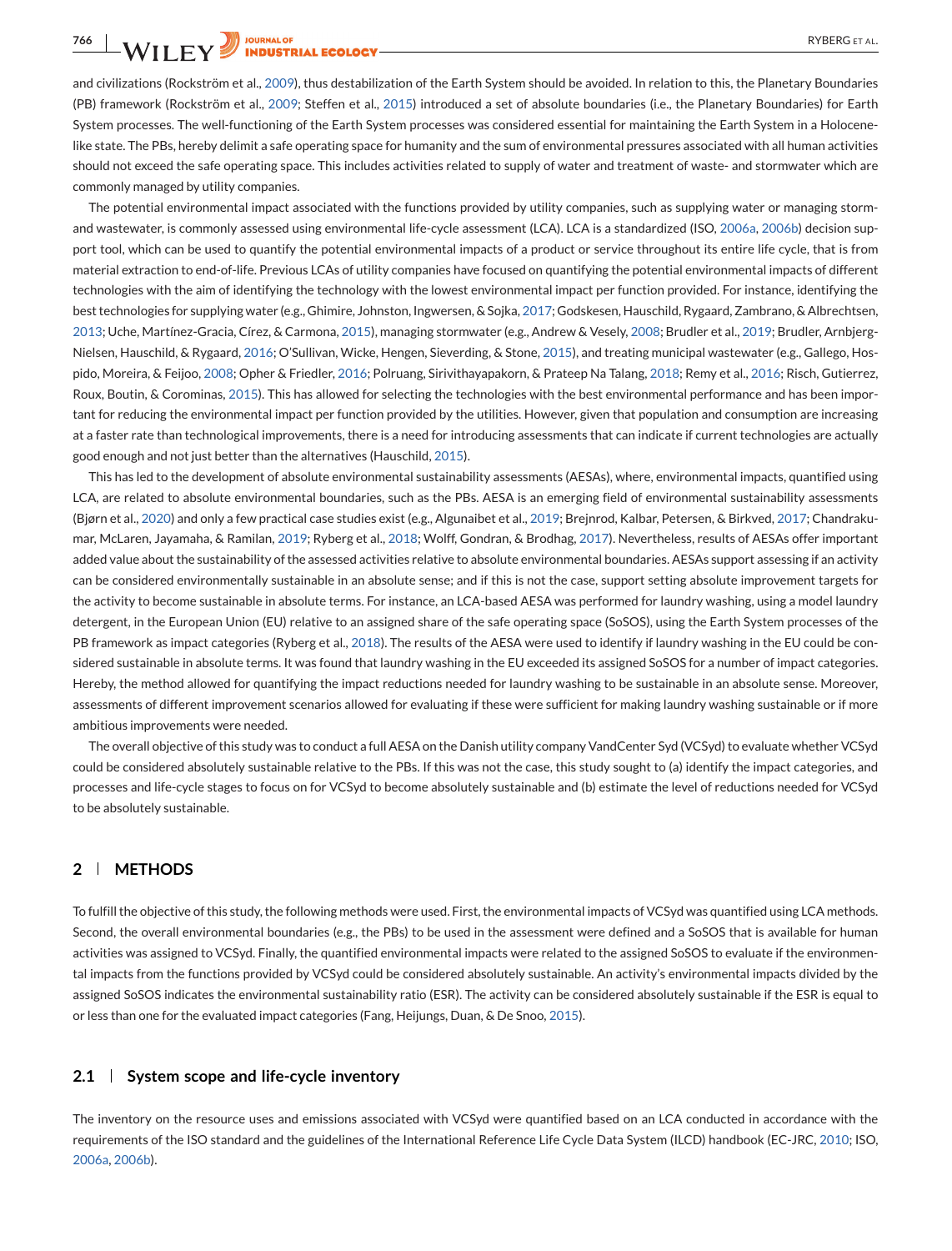and civilizations (Rockström et al., 2009), thus destabilization of the Earth System should be avoided. In relation to this, the Planetary Boundaries (PB) framework (Rockström et al., 2009; Steffen et al., 2015) introduced a set of absolute boundaries (i.e., the Planetary Boundaries) for Earth System processes. The well-functioning of the Earth System processes was considered essential for maintaining the Earth System in a Holocene-like state. The PBs, hereby delimit a safe operating space for humanity and the sum of environmental pressures associated with all human activities should not exceed the safe operating space. This includes activities related to supply of water and treatment of waste- and stormwater which are commonly managed by utility companies.

The potential environmental impact associated with the functions provided by utility companies, such as supplying water or managing storm- and wastewater, is commonly assessed using environmental life-cycle assessment (LCA). LCA is a standardized (ISO, 2006a, 2006b) decision support tool, which can be used to quantify the potential environmental impacts of a product or service throughout its entire life cycle, that is from material extraction to end-of-life. Previous LCAs of utility companies have focused on quantifying the potential environmental impacts of different technologies with the aim of identifying the technology with the lowest environmental impact per function provided. For instance, identifying the best technologies for supplying water (e.g., Ghimire, Johnston, Ingwersen, & Sojka, 2017; Godskesen, Hauschild, Rygaard, Zambrano, & Albrechtsen, 2013; Uche, Martínez-Gracia, Círez, & Carmona, 2015), managing stormwater (e.g., Andrew & Vesely, 2008; Brudler et al., 2019; Brudler, Arnbjerg-Nielsen, Hauschild, & Rygaard, 2016; O'Sullivan, Wicke, Hengen, Sieverding, & Stone, 2015), and treating municipal wastewater (e.g., Gallego, Hospido, Moreira, & Feijoo, 2008; Opher & Friedler, 2016; Polruang, Sirivithayapakorn, & Prateep Na Talang, 2018; Remy et al., 2016; Risch, Gutierrez, Roux, Boutin, & Corominas, 2015). This has allowed for selecting the technologies with the best environmental performance and has been important for reducing the environmental impact per function provided by the utilities. However, given that population and consumption are increasing at a faster rate than technological improvements, there is a need for introducing assessments that can indicate if current technologies are actually good enough and not just better than the alternatives (Hauschild, 2015).

This has led to the development of absolute environmental sustainability assessments (AESAs), where, environmental impacts, quantified using LCA, are related to absolute environmental boundaries, such as the PBs. AESA is an emerging field of environmental sustainability assessments (Bjørn et al., 2020) and only a few practical case studies exist (e.g., Algunaibet et al., 2019; Brejnrod, Kalbar, Petersen, & Birkved, 2017; Chandrakumar, McLaren, Jayamaha, & Ramilan, 2019; Ryberg et al., 2018; Wolff, Gondran, & Brodhag, 2017). Nevertheless, results of AESAs offer important added value about the sustainability of the assessed activities relative to absolute environmental boundaries. AESAs support assessing if an activity can be considered environmentally sustainable in an absolute sense; and if this is not the case, support setting absolute improvement targets for the activity to become sustainable in absolute terms. For instance, an LCA-based AESA was performed for laundry washing, using a model laundry detergent, in the European Union (EU) relative to an assigned share of the safe operating space (SoSOS), using the Earth System processes of the PB framework as impact categories (Ryberg et al., 2018). The results of the AESA were used to identify if laundry washing in the EU could be considered sustainable in absolute terms. It was found that laundry washing in the EU exceeded its assigned SoSOS for a number of impact categories. Hereby, the method allowed for quantifying the impact reductions needed for laundry washing to be sustainable in an absolute sense. Moreover, assessments of different improvement scenarios allowed for evaluating if these were sufficient for making laundry washing sustainable or if more ambitious improvements were needed.

The overall objective of this study was to conduct a full AESA on the Danish utility company VandCenter Syd (VCSyd) to evaluate whether VCSyd could be considered absolutely sustainable relative to the PBs. If this was not the case, this study sought to (a) identify the impact categories, and processes and life-cycle stages to focus on for VCSyd to become absolutely sustainable and (b) estimate the level of reductions needed for VCSyd to be absolutely sustainable.

## 2 | METHODS

To fulfill the objective of this study, the following methods were used. First, the environmental impacts of VCSyd was quantified using LCA methods. Second, the overall environmental boundaries (e.g., the PBs) to be used in the assessment were defined and a SoSOS that is available for human activities was assigned to VCSyd. Finally, the quantified environmental impacts were related to the assigned SoSOS to evaluate if the environmental impacts from the functions provided by VCSyd could be considered absolutely sustainable. An activity's environmental impacts divided by the assigned SoSOS indicates the environmental sustainability ratio (ESR). The activity can be considered absolutely sustainable if the ESR is equal to or less than one for the evaluated impact categories (Fang, Heijungs, Duan, & De Snoo, 2015).

### 2.1 | System scope and life-cycle inventory

The inventory on the resource uses and emissions associated with VCSyd were quantified based on an LCA conducted in accordance with the requirements of the ISO standard and the guidelines of the International Reference Life Cycle Data System (ILCD) handbook (EC-JRC, 2010; ISO, 2006a, 2006b).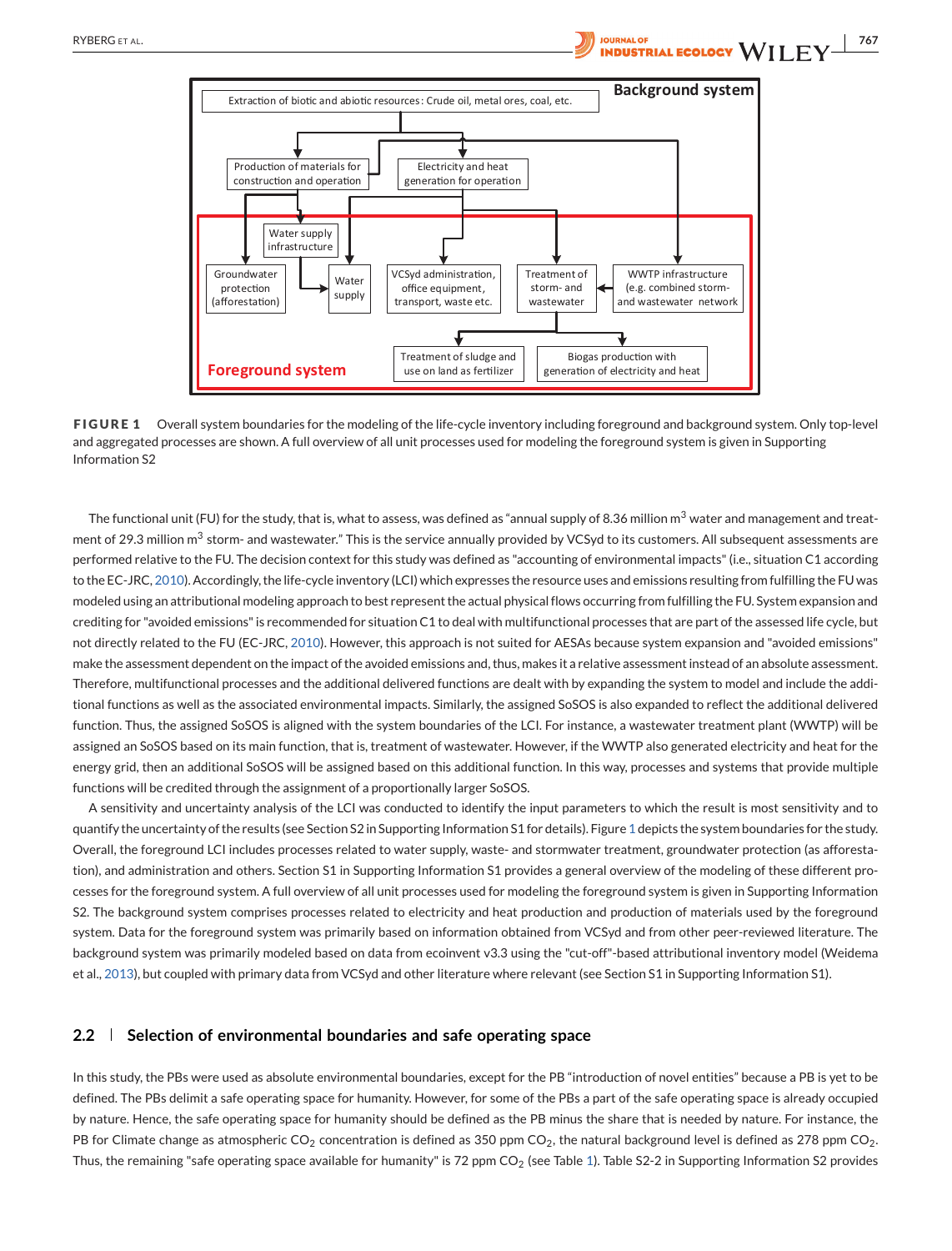FIGURE 1 Overall system boundaries for the modeling of the life-cycle inventory including foreground and background system. Only top-level and aggregated processes are shown. A full overview of all unit processes used for modeling the foreground system is given in Supporting Information S2

The functional unit (FU) for the study, that is, what to assess, was defined as "annual supply of 8.36 million $m^3$ water and management and treatment of 29.3 million $m^3$ storm- and wastewater." This is the service annually provided by VCSyd to its customers. All subsequent assessments are performed relative to the FU. The decision context for this study was defined as "accounting of environmental impacts" (i.e., situation C1 according to the EC-JRC, 2010). Accordingly, the life-cycle inventory (LCI) which expresses the resource uses and emissions resulting from fulfilling the FU was modeled using an attributional modeling approach to best represent the actual physical flows occurring from fulfilling the FU. System expansion and crediting for "avoided emissions" is recommended for situation C1 to deal with multifunctional processes that are part of the assessed life cycle, but not directly related to the FU (EC-JRC, 2010). However, this approach is not suited for AESAs because system expansion and "avoided emissions" make the assessment dependent on the impact of the avoided emissions and, thus, makes it a relative assessment instead of an absolute assessment. Therefore, multifunctional processes and the additional delivered functions are dealt with by expanding the system to model and include the additional functions as well as the associated environmental impacts. Similarly, the assigned SoSOS is also expanded to reflect the additional delivered function. Thus, the assigned SoSOS is aligned with the system boundaries of the LCI. For instance, a wastewater treatment plant (WWTP) will be assigned an SoSOS based on its main function, that is, treatment of wastewater. However, if the WWTP also generated electricity and heat for the energy grid, then an additional SoSOS will be assigned based on this additional function. In this way, processes and systems that provide multiple functions will be credited through the assignment of a proportionally larger SoSOS.

A sensitivity and uncertainty analysis of the LCI was conducted to identify the input parameters to which the result is most sensitivity and to quantify the uncertainty of the results (see Section S2 in Supporting Information S1 for details). Figure 1 depicts the system boundaries for the study. Overall, the foreground LCI includes processes related to water supply, waste- and stormwater treatment, groundwater protection (as afforestation), and administration and others. Section S1 in Supporting Information S1 provides a general overview of the modeling of these different processes for the foreground system. A full overview of all unit processes used for modeling the foreground system is given in Supporting Information S2. The background system comprises processes related to electricity and heat production and production of materials used by the foreground system. Data for the foreground system was primarily based on information obtained from VCSyd and from other peer-reviewed literature. The background system was primarily modeled based on data from ecoinvent v3.3 using the "cut-off"-based attributional inventory model (Weidema et al., 2013), but coupled with primary data from VCSyd and other literature where relevant (see Section S1 in Supporting Information S1).

## 2.2 | Selection of environmental boundaries and safe operating space

In this study, the PBs were used as absolute environmental boundaries, except for the PB "introduction of novel entities" because a PB is yet to be defined. The PBs delimit a safe operating space for humanity. However, for some of the PBs a part of the safe operating space is already occupied by nature. Hence, the safe operating space for humanity should be defined as the PB minus the share that is needed by nature. For instance, the PB for Climate change as atmospheric $CO_2$ concentration is defined as 350 ppm $CO_2$, the natural background level is defined as 278 ppm $CO_2$. Thus, the remaining "safe operating space available for humanity" is 72 ppm $CO_2$ (see Table 1). Table S2-2 in Supporting Information S2 provides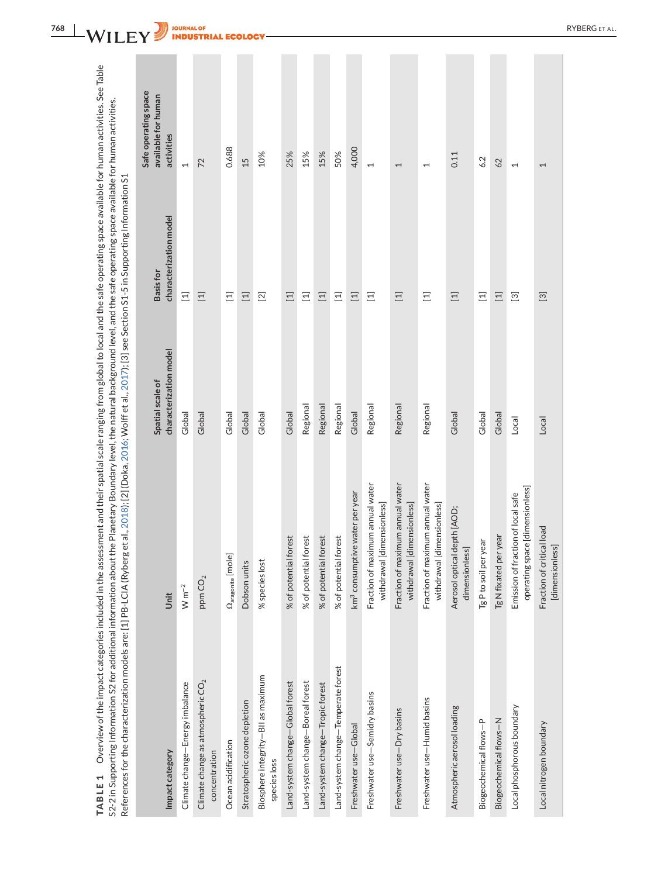**TABLE 1** Overview of the impact categories included in the assessment and their spatial scale ranging from global to local and the safe operating space available for human activities. See Table S2-2 in Supporting Information S2 for additional information about the Planetary Boundary level, the natural background level, and the safe operating space available for human activities. References for the characterization models are: [1] PB-LCIA (Ryberg et al., 2018); [2] (Doka, 2016; Wolff et al., 2017); [3] see Section S1-5 in Supporting Information S1

| Impact category | Unit | Spatial scale of characterization model | Basis for characterization model | Safe operating space available for human activities |
|---|---|---|---|---|
| Climate change—Energy imbalance | $W\ m^{-2}$ | Global | [1] | 1 |
| Climate change as atmospheric $CO_2$ concentration | ppm $CO_2$ | Global | [1] | 72 |
| Ocean acidification | $\Omega_{aragonite}$ [mole] | Global | [1] | 0.688 |
| Stratospheric ozone depletion | Dobson units | Global | [1] | 15 |
| Biosphere integrity—BII as maximum species loss | % species lost | Global | [2] | 10% |
| Land-system change—Global forest | % of potential forest | Global | [1] | 25% |
| Land-system change—Boreal forest | % of potential forest | Regional | [1] | 15% |
| Land-system change—Tropic forest | % of potential forest | Regional | [1] | 15% |
| Land-system change—Temperate forest | % of potential forest | Regional | [1] | 50% |
| Freshwater use—Global | $km^3$ consumptive water per year | Global | [1] | 4,000 |
| Freshwater use—Semidry basins | Fraction of maximum annual water withdrawal [dimensionless] | Regional | [1] | 1 |
| Freshwater use—Dry basins | Fraction of maximum annual water withdrawal [dimensionless] | Regional | [1] | 1 |
| Freshwater use—Humid basins | Fraction of maximum annual water withdrawal [dimensionless] | Regional | [1] | 1 |
| Atmospheric aerosol loading | Aerosol optical depth [AOD; dimensionless] | Global | [1] | 0.11 |
| Biogeochemical flows—P | Tg P to soil per year | Global | [1] | 6.2 |
| Biogeochemical flows—N | Tg N fixated per year | Global | [1] | 62 |
| Local phosphorous boundary | Emission of fraction of local safe operating space [dimensionless] | Local | [3] | 1 |
| Local nitrogen boundary | Fraction of critical load [dimensionless] | Local | [3] | 1 |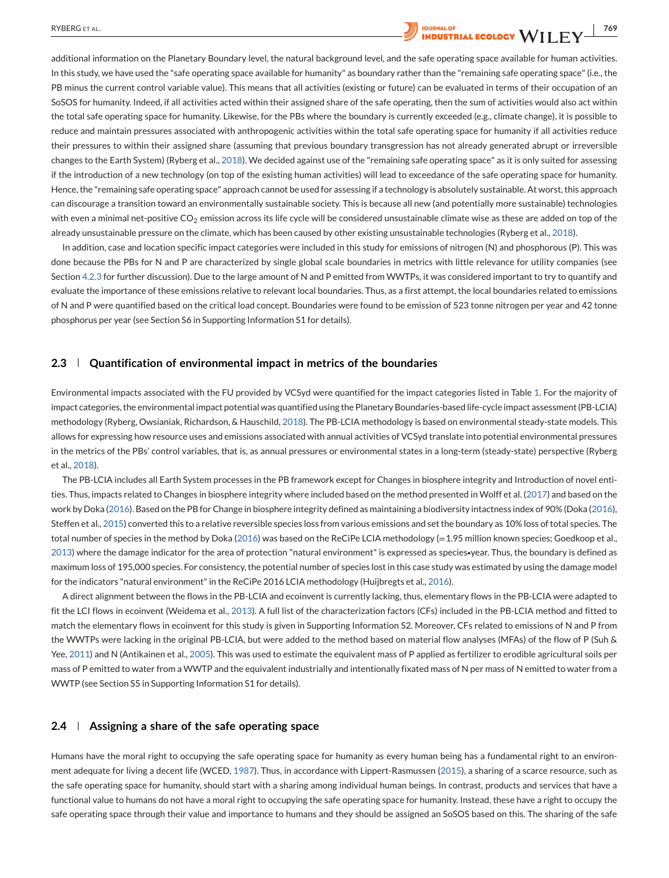additional information on the Planetary Boundary level, the natural background level, and the safe operating space available for human activities. In this study, we have used the "safe operating space available for humanity" as boundary rather than the "remaining safe operating space" (i.e., the PB minus the current control variable value). This means that all activities (existing or future) can be evaluated in terms of their occupation of an SoSOS for humanity. Indeed, if all activities acted within their assigned share of the safe operating, then the sum of activities would also act within the total safe operating space for humanity. Likewise, for the PBs where the boundary is currently exceeded (e.g., climate change), it is possible to reduce and maintain pressures associated with anthropogenic activities within the total safe operating space for humanity if all activities reduce their pressures to within their assigned share (assuming that previous boundary transgression has not already generated abrupt or irreversible changes to the Earth System) (Ryberg et al., 2018). We decided against use of the "remaining safe operating space" as it is only suited for assessing if the introduction of a new technology (on top of the existing human activities) will lead to exceedance of the safe operating space for humanity. Hence, the "remaining safe operating space" approach cannot be used for assessing if a technology is absolutely sustainable. At worst, this approach can discourage a transition toward an environmentally sustainable society. This is because all new (and potentially more sustainable) technologies with even a minimal net-positive $CO_2$ emission across its life cycle will be considered unsustainable climate wise as these are added on top of the already unsustainable pressure on the climate, which has been caused by other existing unsustainable technologies (Ryberg et al., 2018).

In addition, case and location specific impact categories were included in this study for emissions of nitrogen (N) and phosphorous (P). This was done because the PBs for N and P are characterized by single global scale boundaries in metrics with little relevance for utility companies (see Section 4.2.3 for further discussion). Due to the large amount of N and P emitted from WWTPs, it was considered important to try to quantify and evaluate the importance of these emissions relative to relevant local boundaries. Thus, as a first attempt, the local boundaries related to emissions of N and P were quantified based on the critical load concept. Boundaries were found to be emission of 523 tonne nitrogen per year and 42 tonne phosphorus per year (see Section S6 in Supporting Information S1 for details).

## 2.3 | Quantification of environmental impact in metrics of the boundaries

Environmental impacts associated with the FU provided by VCSyd were quantified for the impact categories listed in Table 1. For the majority of impact categories, the environmental impact potential was quantified using the Planetary Boundaries-based life-cycle impact assessment (PB-LCIA) methodology (Ryberg, Owsianiak, Richardson, & Hauschild, 2018). The PB-LCIA methodology is based on environmental steady-state models. This allows for expressing how resource uses and emissions associated with annual activities of VCSyd translate into potential environmental pressures in the metrics of the PBs' control variables, that is, as annual pressures or environmental states in a long-term (steady-state) perspective (Ryberg et al., 2018).

The PB-LCIA includes all Earth System processes in the PB framework except for Changes in biosphere integrity and Introduction of novel entities. Thus, impacts related to Changes in biosphere integrity where included based on the method presented in Wolff et al. (2017) and based on the work by Doka (2016). Based on the PB for Change in biosphere integrity defined as maintaining a biodiversity intactness index of 90% (Doka (2016), Steffen et al., 2015) converted this to a relative reversible species loss from various emissions and set the boundary as 10% loss of total species. The total number of species in the method by Doka (2016) was based on the ReCiPe LCIA methodology (=1.95 million known species; Goedkoop et al., 2013) where the damage indicator for the area of protection "natural environment" is expressed as species•year. Thus, the boundary is defined as maximum loss of 195,000 species. For consistency, the potential number of species lost in this case study was estimated by using the damage model for the indicators "natural environment" in the ReCiPe 2016 LCIA methodology (Huijbregts et al., 2016).

A direct alignment between the flows in the PB-LCIA and ecoinvent is currently lacking, thus, elementary flows in the PB-LCIA were adapted to fit the LCI flows in ecoinvent (Weidema et al., 2013). A full list of the characterization factors (CFs) included in the PB-LCIA method and fitted to match the elementary flows in ecoinvent for this study is given in Supporting Information S2. Moreover, CFs related to emissions of N and P from the WWTPs were lacking in the original PB-LCIA, but were added to the method based on material flow analyses (MFAs) of the flow of P (Suh & Yee, 2011) and N (Antikainen et al., 2005). This was used to estimate the equivalent mass of P applied as fertilizer to erodible agricultural soils per mass of P emitted to water from a WWTP and the equivalent industrially and intentionally fixated mass of N per mass of N emitted to water from a WWTP (see Section S5 in Supporting Information S1 for details).

## 2.4 | Assigning a share of the safe operating space

Humans have the moral right to occupying the safe operating space for humanity as every human being has a fundamental right to an environment adequate for living a decent life (WCED, 1987). Thus, in accordance with Lippert-Rasmussen (2015), a sharing of a scarce resource, such as the safe operating space for humanity, should start with a sharing among individual human beings. In contrast, products and services that have a functional value to humans do not have a moral right to occupying the safe operating space for humanity. Instead, these have a right to occupy the safe operating space through their value and importance to humans and they should be assigned an SoSOS based on this. The sharing of the safe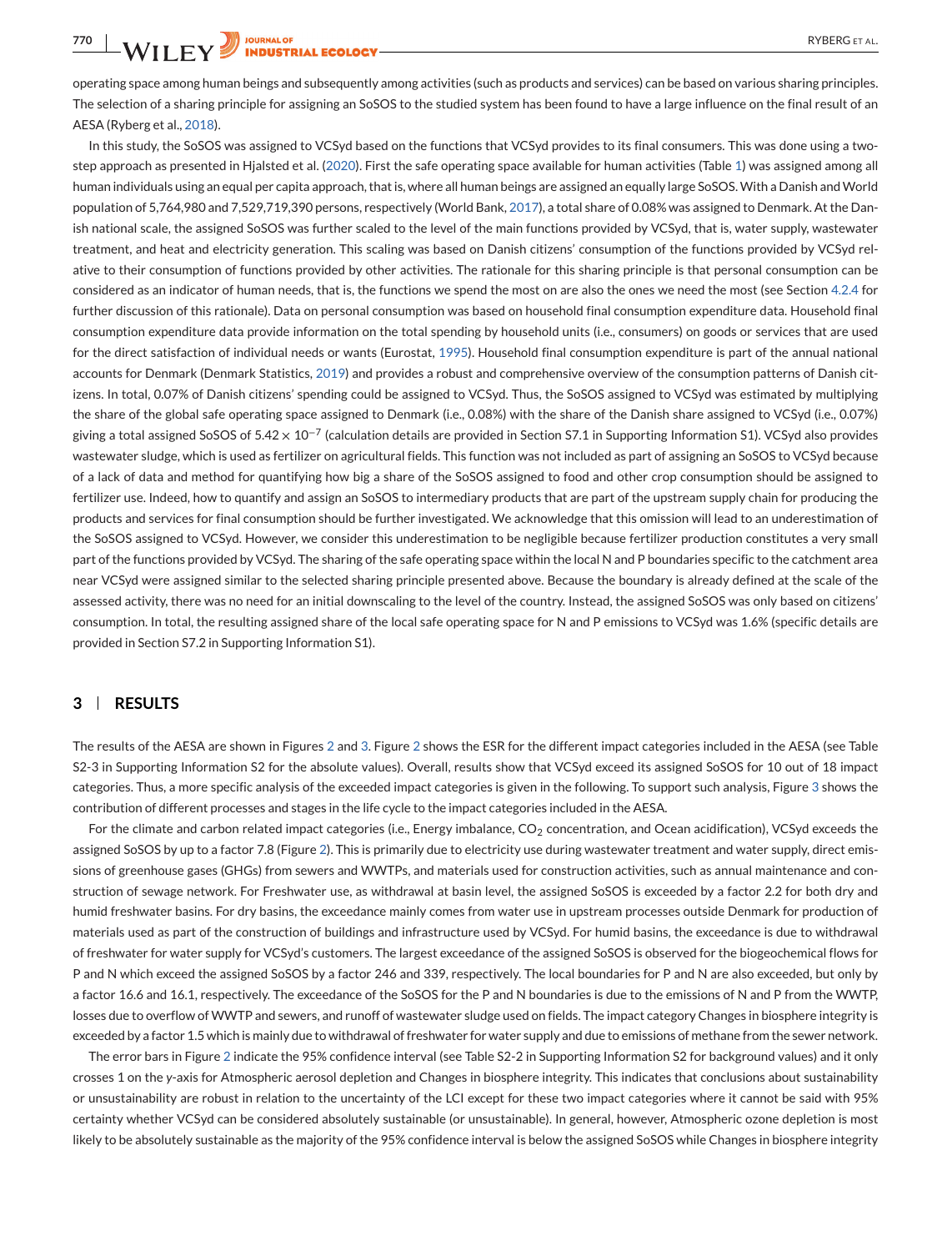operating space among human beings and subsequently among activities (such as products and services) can be based on various sharing principles. The selection of a sharing principle for assigning an SoSOS to the studied system has been found to have a large influence on the final result of an AESA (Ryberg et al., 2018).

In this study, the SoSOS was assigned to VCSyd based on the functions that VCSyd provides to its final consumers. This was done using a two-step approach as presented in Hjalsted et al. (2020). First the safe operating space available for human activities (Table 1) was assigned among all human individuals using an equal per capita approach, that is, where all human beings are assigned an equally large SoSOS. With a Danish and World population of 5,764,980 and 7,529,719,390 persons, respectively (World Bank, 2017), a total share of 0.08% was assigned to Denmark. At the Danish national scale, the assigned SoSOS was further scaled to the level of the main functions provided by VCSyd, that is, water supply, wastewater treatment, and heat and electricity generation. This scaling was based on Danish citizens' consumption of the functions provided by VCSyd relative to their consumption of functions provided by other activities. The rationale for this sharing principle is that personal consumption can be considered as an indicator of human needs, that is, the functions we spend the most on are also the ones we need the most (see Section 4.2.4 for further discussion of this rationale). Data on personal consumption was based on household final consumption expenditure data. Household final consumption expenditure data provide information on the total spending by household units (i.e., consumers) on goods or services that are used for the direct satisfaction of individual needs or wants (Eurostat, 1995). Household final consumption expenditure is part of the annual national accounts for Denmark (Denmark Statistics, 2019) and provides a robust and comprehensive overview of the consumption patterns of Danish citizens. In total, 0.07% of Danish citizens' spending could be assigned to VCSyd. Thus, the SoSOS assigned to VCSyd was estimated by multiplying the share of the global safe operating space assigned to Denmark (i.e., 0.08%) with the share of the Danish share assigned to VCSyd (i.e., 0.07%) giving a total assigned SoSOS of $5.42 \times 10^{-7}$ (calculation details are provided in Section S7.1 in Supporting Information S1). VCSyd also provides wastewater sludge, which is used as fertilizer on agricultural fields. This function was not included as part of assigning an SoSOS to VCSyd because of a lack of data and method for quantifying how big a share of the SoSOS assigned to food and other crop consumption should be assigned to fertilizer use. Indeed, how to quantify and assign an SoSOS to intermediary products that are part of the upstream supply chain for producing the products and services for final consumption should be further investigated. We acknowledge that this omission will lead to an underestimation of the SoSOS assigned to VCSyd. However, we consider this underestimation to be negligible because fertilizer production constitutes a very small part of the functions provided by VCSyd. The sharing of the safe operating space within the local N and P boundaries specific to the catchment area near VCSyd were assigned similar to the selected sharing principle presented above. Because the boundary is already defined at the scale of the assessed activity, there was no need for an initial downscaling to the level of the country. Instead, the assigned SoSOS was only based on citizens' consumption. In total, the resulting assigned share of the local safe operating space for N and P emissions to VCSyd was 1.6% (specific details are provided in Section S7.2 in Supporting Information S1).

## 3 | RESULTS

The results of the AESA are shown in Figures 2 and 3. Figure 2 shows the ESR for the different impact categories included in the AESA (see Table S2-3 in Supporting Information S2 for the absolute values). Overall, results show that VCSyd exceed its assigned SoSOS for 10 out of 18 impact categories. Thus, a more specific analysis of the exceeded impact categories is given in the following. To support such analysis, Figure 3 shows the contribution of different processes and stages in the life cycle to the impact categories included in the AESA.

For the climate and carbon related impact categories (i.e., Energy imbalance, $CO_2$ concentration, and Ocean acidification), VCSyd exceeds the assigned SoSOS by up to a factor 7.8 (Figure 2). This is primarily due to electricity use during wastewater treatment and water supply, direct emissions of greenhouse gases (GHGs) from sewers and WWTPs, and materials used for construction activities, such as annual maintenance and construction of sewage network. For Freshwater use, as withdrawal at basin level, the assigned SoSOS is exceeded by a factor 2.2 for both dry and humid freshwater basins. For dry basins, the exceedance mainly comes from water use in upstream processes outside Denmark for production of materials used as part of the construction of buildings and infrastructure used by VCSyd. For humid basins, the exceedance is due to withdrawal of freshwater for water supply for VCSyd's customers. The largest exceedance of the assigned SoSOS is observed for the biogeochemical flows for P and N which exceed the assigned SoSOS by a factor 246 and 339, respectively. The local boundaries for P and N are also exceeded, but only by a factor 16.6 and 16.1, respectively. The exceedance of the SoSOS for the P and N boundaries is due to the emissions of N and P from the WWTP, losses due to overflow of WWTP and sewers, and runoff of wastewater sludge used on fields. The impact category Changes in biosphere integrity is exceeded by a factor 1.5 which is mainly due to withdrawal of freshwater for water supply and due to emissions of methane from the sewer network.

The error bars in Figure 2 indicate the 95% confidence interval (see Table S2-2 in Supporting Information S2 for background values) and it only crosses 1 on the y-axis for Atmospheric aerosol depletion and Changes in biosphere integrity. This indicates that conclusions about sustainability or unsustainability are robust in relation to the uncertainty of the LCI except for these two impact categories where it cannot be said with 95% certainty whether VCSyd can be considered absolutely sustainable (or unsustainable). In general, however, Atmospheric ozone depletion is most likely to be absolutely sustainable as the majority of the 95% confidence interval is below the assigned SoSOS while Changes in biosphere integrity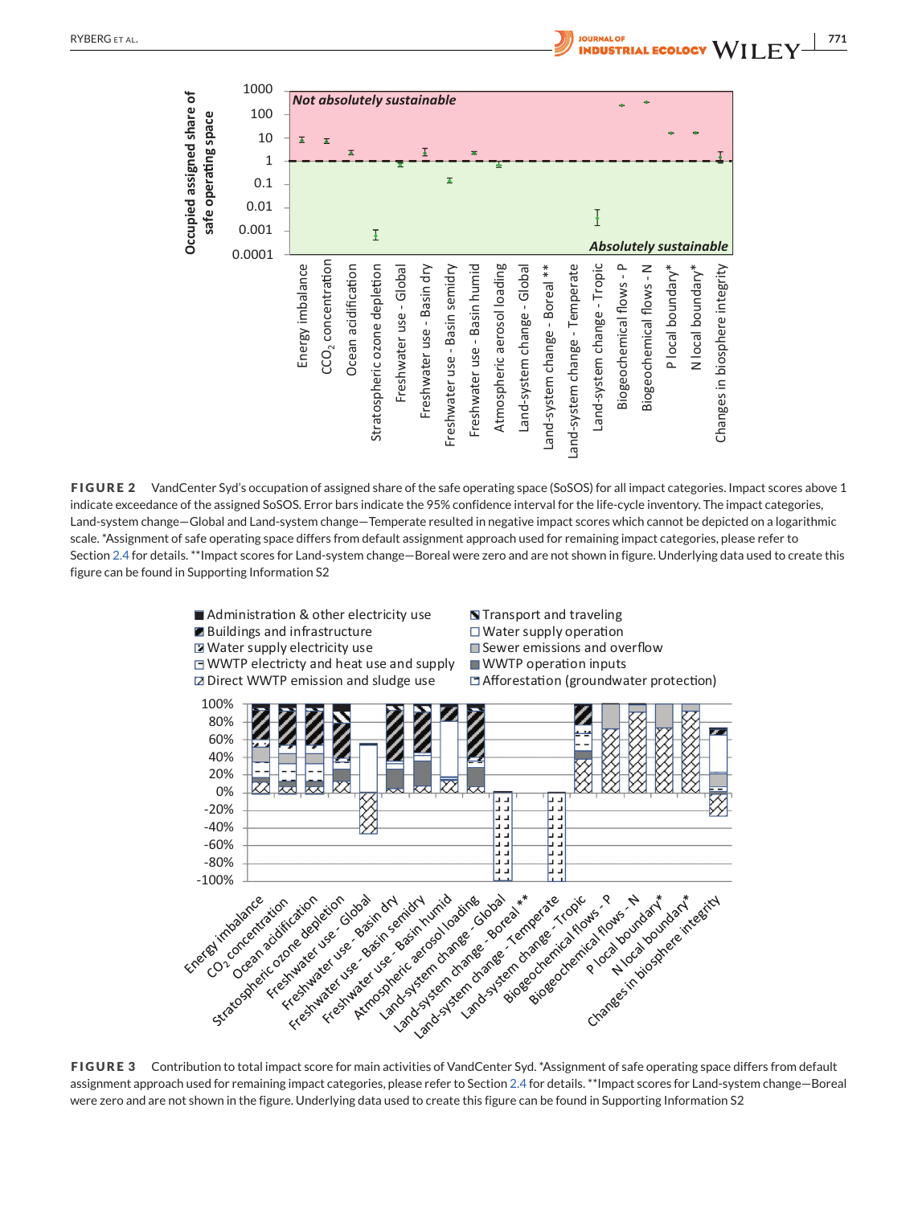**FIGURE 2** VandCenter Syd's occupation of assigned share of the safe operating space (SoSOS) for all impact categories. Impact scores above 1 indicate exceedance of the assigned SoSOS. Error bars indicate the 95% confidence interval for the life-cycle inventory. The impact categories, Land-system change—Global and Land-system change—Temperate resulted in negative impact scores which cannot be depicted on a logarithmic scale. *Assignment of safe operating space differs from default assignment approach used for remaining impact categories, please refer to Section 2.4 for details. **Impact scores for Land-system change—Boreal were zero and are not shown in figure. Underlying data used to create this figure can be found in Supporting Information S2

**FIGURE 3** Contribution to total impact score for main activities of VandCenter Syd. *Assignment of safe operating space differs from default assignment approach used for remaining impact categories, please refer to Section 2.4 for details. **Impact scores for Land-system change—Boreal were zero and are not shown in the figure. Underlying data used to create this figure can be found in Supporting Information S2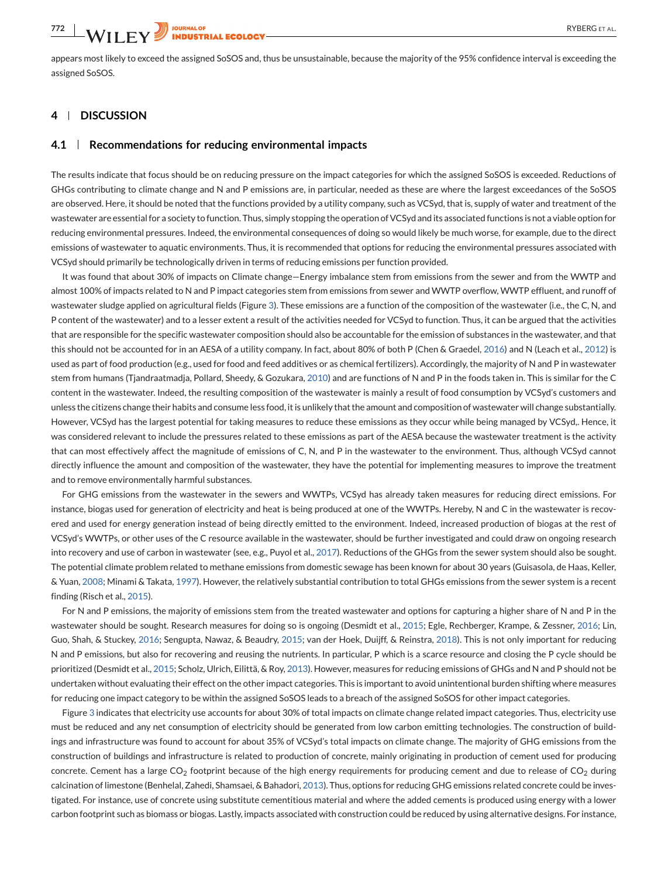appears most likely to exceed the assigned SoSOS and, thus be unsustainable, because the majority of the 95% confidence interval is exceeding the assigned SoSOS.

## 4 | DISCUSSION

### 4.1 | Recommendations for reducing environmental impacts

The results indicate that focus should be on reducing pressure on the impact categories for which the assigned SoSOS is exceeded. Reductions of GHGs contributing to climate change and N and P emissions are, in particular, needed as these are where the largest exceedances of the SoSOS are observed. Here, it should be noted that the functions provided by a utility company, such as VCSyd, that is, supply of water and treatment of the wastewater are essential for a society to function. Thus, simply stopping the operation of VCSyd and its associated functions is not a viable option for reducing environmental pressures. Indeed, the environmental consequences of doing so would likely be much worse, for example, due to the direct emissions of wastewater to aquatic environments. Thus, it is recommended that options for reducing the environmental pressures associated with VCSyd should primarily be technologically driven in terms of reducing emissions per function provided.

It was found that about 30% of impacts on Climate change—Energy imbalance stem from emissions from the sewer and from the WWTP and almost 100% of impacts related to N and P impact categories stem from emissions from sewer and WWTP overflow, WWTP effluent, and runoff of wastewater sludge applied on agricultural fields (Figure 3). These emissions are a function of the composition of the wastewater (i.e., the C, N, and P content of the wastewater) and to a lesser extent a result of the activities needed for VCSyd to function. Thus, it can be argued that the activities that are responsible for the specific wastewater composition should also be accountable for the emission of substances in the wastewater, and that this should not be accounted for in an AESA of a utility company. In fact, about 80% of both P (Chen & Graedel, 2016) and N (Leach et al., 2012) is used as part of food production (e.g., used for food and feed additives or as chemical fertilizers). Accordingly, the majority of N and P in wastewater stem from humans (Tjandraatmadja, Pollard, Sheedy, & Gozukara, 2010) and are functions of N and P in the foods taken in. This is similar for the C content in the wastewater. Indeed, the resulting composition of the wastewater is mainly a result of food consumption by VCSyd's customers and unless the citizens change their habits and consume less food, it is unlikely that the amount and composition of wastewater will change substantially. However, VCSyd has the largest potential for taking measures to reduce these emissions as they occur while being managed by VCSyd,. Hence, it was considered relevant to include the pressures related to these emissions as part of the AESA because the wastewater treatment is the activity that can most effectively affect the magnitude of emissions of C, N, and P in the wastewater to the environment. Thus, although VCSyd cannot directly influence the amount and composition of the wastewater, they have the potential for implementing measures to improve the treatment and to remove environmentally harmful substances.

For GHG emissions from the wastewater in the sewers and WWTPs, VCSyd has already taken measures for reducing direct emissions. For instance, biogas used for generation of electricity and heat is being produced at one of the WWTPs. Hereby, N and C in the wastewater is recovered and used for energy generation instead of being directly emitted to the environment. Indeed, increased production of biogas at the rest of VCSyd's WWTPs, or other uses of the C resource available in the wastewater, should be further investigated and could draw on ongoing research into recovery and use of carbon in wastewater (see, e.g., Puyol et al., 2017). Reductions of the GHGs from the sewer system should also be sought. The potential climate problem related to methane emissions from domestic sewage has been known for about 30 years (Guisasola, de Haas, Keller, & Yuan, 2008; Minami & Takata, 1997). However, the relatively substantial contribution to total GHGs emissions from the sewer system is a recent finding (Risch et al., 2015).

For N and P emissions, the majority of emissions stem from the treated wastewater and options for capturing a higher share of N and P in the wastewater should be sought. Research measures for doing so is ongoing (Desmidt et al., 2015; Egle, Rechberger, Krampe, & Zessner, 2016; Lin, Guo, Shah, & Stuckey, 2016; Sengupta, Nawaz, & Beaudry, 2015; van der Hoek, Duijff, & Reinstra, 2018). This is not only important for reducing N and P emissions, but also for recovering and reusing the nutrients. In particular, P which is a scarce resource and closing the P cycle should be prioritized (Desmidt et al., 2015; Scholz, Ulrich, Eilittä, & Roy, 2013). However, measures for reducing emissions of GHGs and N and P should not be undertaken without evaluating their effect on the other impact categories. This is important to avoid unintentional burden shifting where measures for reducing one impact category to be within the assigned SoSOS leads to a breach of the assigned SoSOS for other impact categories.

Figure 3 indicates that electricity use accounts for about 30% of total impacts on climate change related impact categories. Thus, electricity use must be reduced and any net consumption of electricity should be generated from low carbon emitting technologies. The construction of buildings and infrastructure was found to account for about 35% of VCSyd's total impacts on climate change. The majority of GHG emissions from the construction of buildings and infrastructure is related to production of concrete, mainly originating in production of cement used for producing concrete. Cement has a large $CO_2$ footprint because of the high energy requirements for producing cement and due to release of $CO_2$ during calcination of limestone (Benhelal, Zahedi, Shamsaei, & Bahadori, 2013). Thus, options for reducing GHG emissions related concrete could be investigated. For instance, use of concrete using substitute cementitious material and where the added cements is produced using energy with a lower carbon footprint such as biomass or biogas. Lastly, impacts associated with construction could be reduced by using alternative designs. For instance,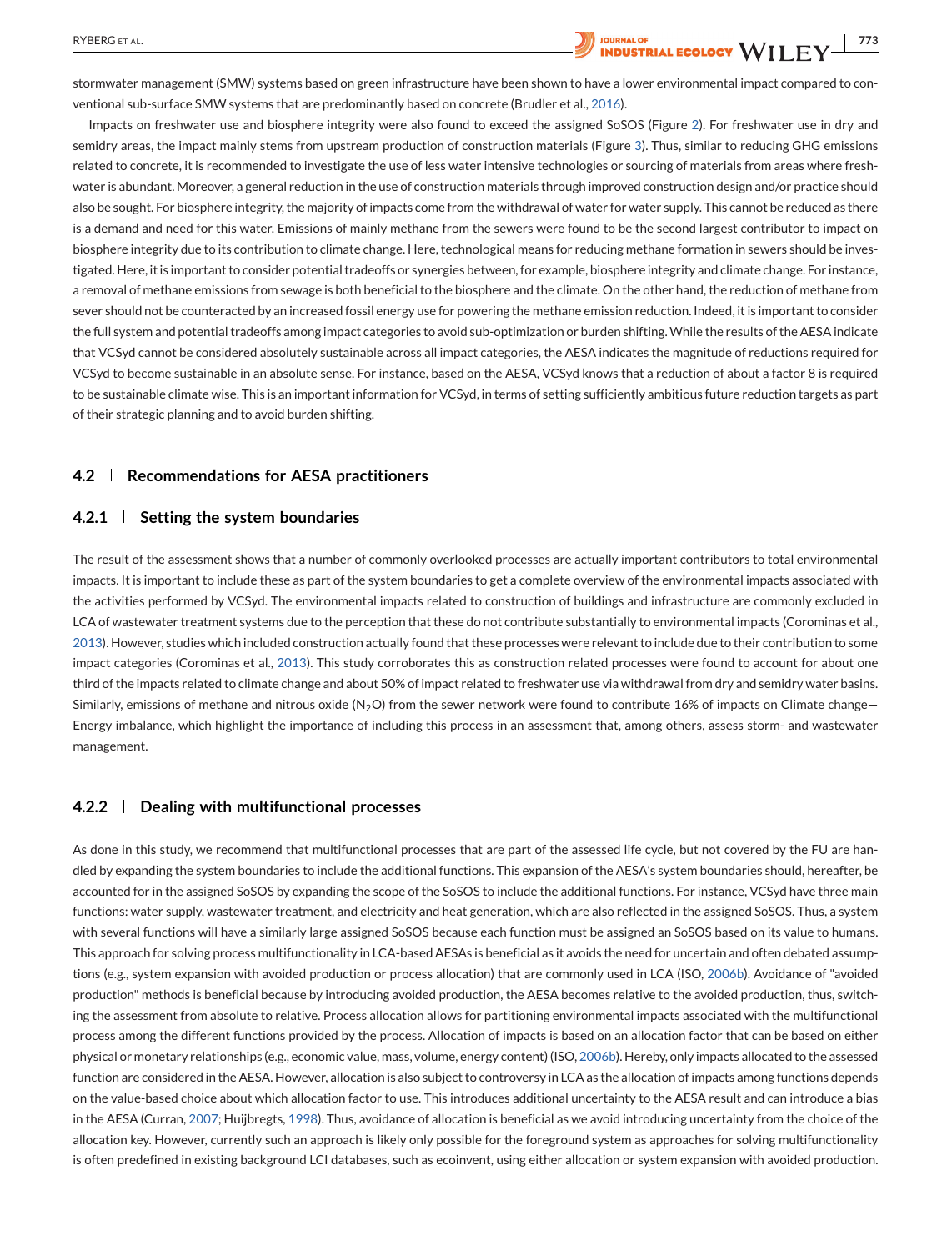stormwater management (SMW) systems based on green infrastructure have been shown to have a lower environmental impact compared to conventional sub-surface SMW systems that are predominantly based on concrete (Brudler et al., 2016).

Impacts on freshwater use and biosphere integrity were also found to exceed the assigned SoSOS (Figure 2). For freshwater use in dry and semidry areas, the impact mainly stems from upstream production of construction materials (Figure 3). Thus, similar to reducing GHG emissions related to concrete, it is recommended to investigate the use of less water intensive technologies or sourcing of materials from areas where freshwater is abundant. Moreover, a general reduction in the use of construction materials through improved construction design and/or practice should also be sought. For biosphere integrity, the majority of impacts come from the withdrawal of water for water supply. This cannot be reduced as there is a demand and need for this water. Emissions of mainly methane from the sewers were found to be the second largest contributor to impact on biosphere integrity due to its contribution to climate change. Here, technological means for reducing methane formation in sewers should be investigated. Here, it is important to consider potential tradeoffs or synergies between, for example, biosphere integrity and climate change. For instance, a removal of methane emissions from sewage is both beneficial to the biosphere and the climate. On the other hand, the reduction of methane from sever should not be counteracted by an increased fossil energy use for powering the methane emission reduction. Indeed, it is important to consider the full system and potential tradeoffs among impact categories to avoid sub-optimization or burden shifting. While the results of the AESA indicate that VCSyd cannot be considered absolutely sustainable across all impact categories, the AESA indicates the magnitude of reductions required for VCSyd to become sustainable in an absolute sense. For instance, based on the AESA, VCSyd knows that a reduction of about a factor 8 is required to be sustainable climate wise. This is an important information for VCSyd, in terms of setting sufficiently ambitious future reduction targets as part of their strategic planning and to avoid burden shifting.

## 4.2 | Recommendations for AESA practitioners

### 4.2.1 | Setting the system boundaries

The result of the assessment shows that a number of commonly overlooked processes are actually important contributors to total environmental impacts. It is important to include these as part of the system boundaries to get a complete overview of the environmental impacts associated with the activities performed by VCSyd. The environmental impacts related to construction of buildings and infrastructure are commonly excluded in LCA of wastewater treatment systems due to the perception that these do not contribute substantially to environmental impacts (Corominas et al., 2013). However, studies which included construction actually found that these processes were relevant to include due to their contribution to some impact categories (Corominas et al., 2013). This study corroborates this as construction related processes were found to account for about one third of the impacts related to climate change and about 50% of impact related to freshwater use via withdrawal from dry and semidry water basins. Similarly, emissions of methane and nitrous oxide ($N_2O$) from the sewer network were found to contribute 16% of impacts on Climate change—Energy imbalance, which highlight the importance of including this process in an assessment that, among others, assess storm- and wastewater management.

### 4.2.2 | Dealing with multifunctional processes

As done in this study, we recommend that multifunctional processes that are part of the assessed life cycle, but not covered by the FU are handled by expanding the system boundaries to include the additional functions. This expansion of the AESA's system boundaries should, hereafter, be accounted for in the assigned SoSOS by expanding the scope of the SoSOS to include the additional functions. For instance, VCSyd have three main functions: water supply, wastewater treatment, and electricity and heat generation, which are also reflected in the assigned SoSOS. Thus, a system with several functions will have a similarly large assigned SoSOS because each function must be assigned an SoSOS based on its value to humans. This approach for solving process multifunctionality in LCA-based AESAs is beneficial as it avoids the need for uncertain and often debated assumptions (e.g., system expansion with avoided production or process allocation) that are commonly used in LCA (ISO, 2006b). Avoidance of "avoided production" methods is beneficial because by introducing avoided production, the AESA becomes relative to the avoided production, thus, switching the assessment from absolute to relative. Process allocation allows for partitioning environmental impacts associated with the multifunctional process among the different functions provided by the process. Allocation of impacts is based on an allocation factor that can be based on either physical or monetary relationships (e.g., economic value, mass, volume, energy content) (ISO, 2006b). Hereby, only impacts allocated to the assessed function are considered in the AESA. However, allocation is also subject to controversy in LCA as the allocation of impacts among functions depends on the value-based choice about which allocation factor to use. This introduces additional uncertainty to the AESA result and can introduce a bias in the AESA (Curran, 2007; Huijbregts, 1998). Thus, avoidance of allocation is beneficial as we avoid introducing uncertainty from the choice of the allocation key. However, currently such an approach is likely only possible for the foreground system as approaches for solving multifunctionality is often predefined in existing background LCI databases, such as ecoinvent, using either allocation or system expansion with avoided production.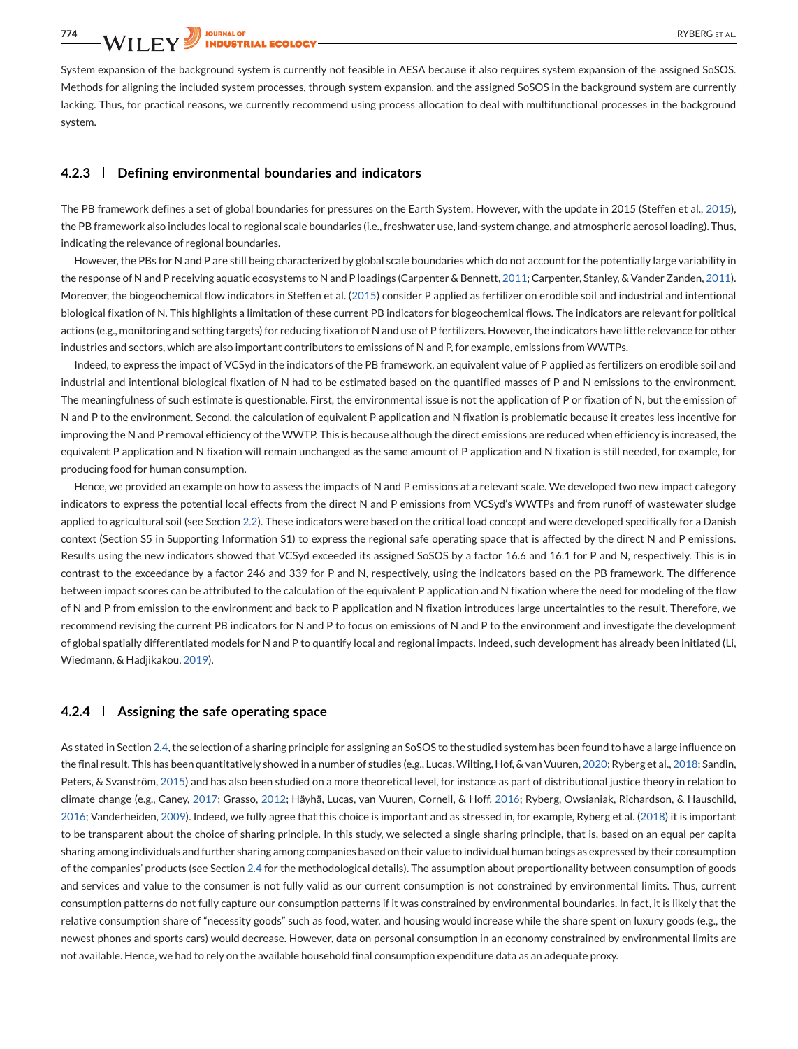System expansion of the background system is currently not feasible in AESA because it also requires system expansion of the assigned SoSOS. Methods for aligning the included system processes, through system expansion, and the assigned SoSOS in the background system are currently lacking. Thus, for practical reasons, we currently recommend using process allocation to deal with multifunctional processes in the background system.

### 4.2.3 | Defining environmental boundaries and indicators

The PB framework defines a set of global boundaries for pressures on the Earth System. However, with the update in 2015 (Steffen et al., 2015), the PB framework also includes local to regional scale boundaries (i.e., freshwater use, land-system change, and atmospheric aerosol loading). Thus, indicating the relevance of regional boundaries.

However, the PBs for N and P are still being characterized by global scale boundaries which do not account for the potentially large variability in the response of N and P receiving aquatic ecosystems to N and P loadings (Carpenter & Bennett, 2011; Carpenter, Stanley, & Vander Zanden, 2011). Moreover, the biogeochemical flow indicators in Steffen et al. (2015) consider P applied as fertilizer on erodible soil and industrial and intentional biological fixation of N. This highlights a limitation of these current PB indicators for biogeochemical flows. The indicators are relevant for political actions (e.g., monitoring and setting targets) for reducing fixation of N and use of P fertilizers. However, the indicators have little relevance for other industries and sectors, which are also important contributors to emissions of N and P, for example, emissions from WWTPs.

Indeed, to express the impact of VCSyd in the indicators of the PB framework, an equivalent value of P applied as fertilizers on erodible soil and industrial and intentional biological fixation of N had to be estimated based on the quantified masses of P and N emissions to the environment. The meaningfulness of such estimate is questionable. First, the environmental issue is not the application of P or fixation of N, but the emission of N and P to the environment. Second, the calculation of equivalent P application and N fixation is problematic because it creates less incentive for improving the N and P removal efficiency of the WWTP. This is because although the direct emissions are reduced when efficiency is increased, the equivalent P application and N fixation will remain unchanged as the same amount of P application and N fixation is still needed, for example, for producing food for human consumption.

Hence, we provided an example on how to assess the impacts of N and P emissions at a relevant scale. We developed two new impact category indicators to express the potential local effects from the direct N and P emissions from VCSyd's WWTPs and from runoff of wastewater sludge applied to agricultural soil (see Section 2.2). These indicators were based on the critical load concept and were developed specifically for a Danish context (Section S5 in Supporting Information S1) to express the regional safe operating space that is affected by the direct N and P emissions. Results using the new indicators showed that VCSyd exceeded its assigned SoSOS by a factor 16.6 and 16.1 for P and N, respectively. This is in contrast to the exceedance by a factor 246 and 339 for P and N, respectively, using the indicators based on the PB framework. The difference between impact scores can be attributed to the calculation of the equivalent P application and N fixation where the need for modeling of the flow of N and P from emission to the environment and back to P application and N fixation introduces large uncertainties to the result. Therefore, we recommend revising the current PB indicators for N and P to focus on emissions of N and P to the environment and investigate the development of global spatially differentiated models for N and P to quantify local and regional impacts. Indeed, such development has already been initiated (Li, Wiedmann, & Hadjikakou, 2019).

### 4.2.4 | Assigning the safe operating space

As stated in Section 2.4, the selection of a sharing principle for assigning an SoSOS to the studied system has been found to have a large influence on the final result. This has been quantitatively showed in a number of studies (e.g., Lucas, Wilting, Hof, & van Vuuren, 2020; Ryberg et al., 2018; Sandin, Peters, & Svanström, 2015) and has also been studied on a more theoretical level, for instance as part of distributional justice theory in relation to climate change (e.g., Caney, 2017; Grasso, 2012; Häyhä, Lucas, van Vuuren, Cornell, & Hoff, 2016; Ryberg, Owsianiak, Richardson, & Hauschild, 2016; Vanderheiden, 2009). Indeed, we fully agree that this choice is important and as stressed in, for example, Ryberg et al. (2018) it is important to be transparent about the choice of sharing principle. In this study, we selected a single sharing principle, that is, based on an equal per capita sharing among individuals and further sharing among companies based on their value to individual human beings as expressed by their consumption of the companies' products (see Section 2.4 for the methodological details). The assumption about proportionality between consumption of goods and services and value to the consumer is not fully valid as our current consumption is not constrained by environmental limits. Thus, current consumption patterns do not fully capture our consumption patterns if it was constrained by environmental boundaries. In fact, it is likely that the relative consumption share of "necessity goods" such as food, water, and housing would increase while the share spent on luxury goods (e.g., the newest phones and sports cars) would decrease. However, data on personal consumption in an economy constrained by environmental limits are not available. Hence, we had to rely on the available household final consumption expenditure data as an adequate proxy.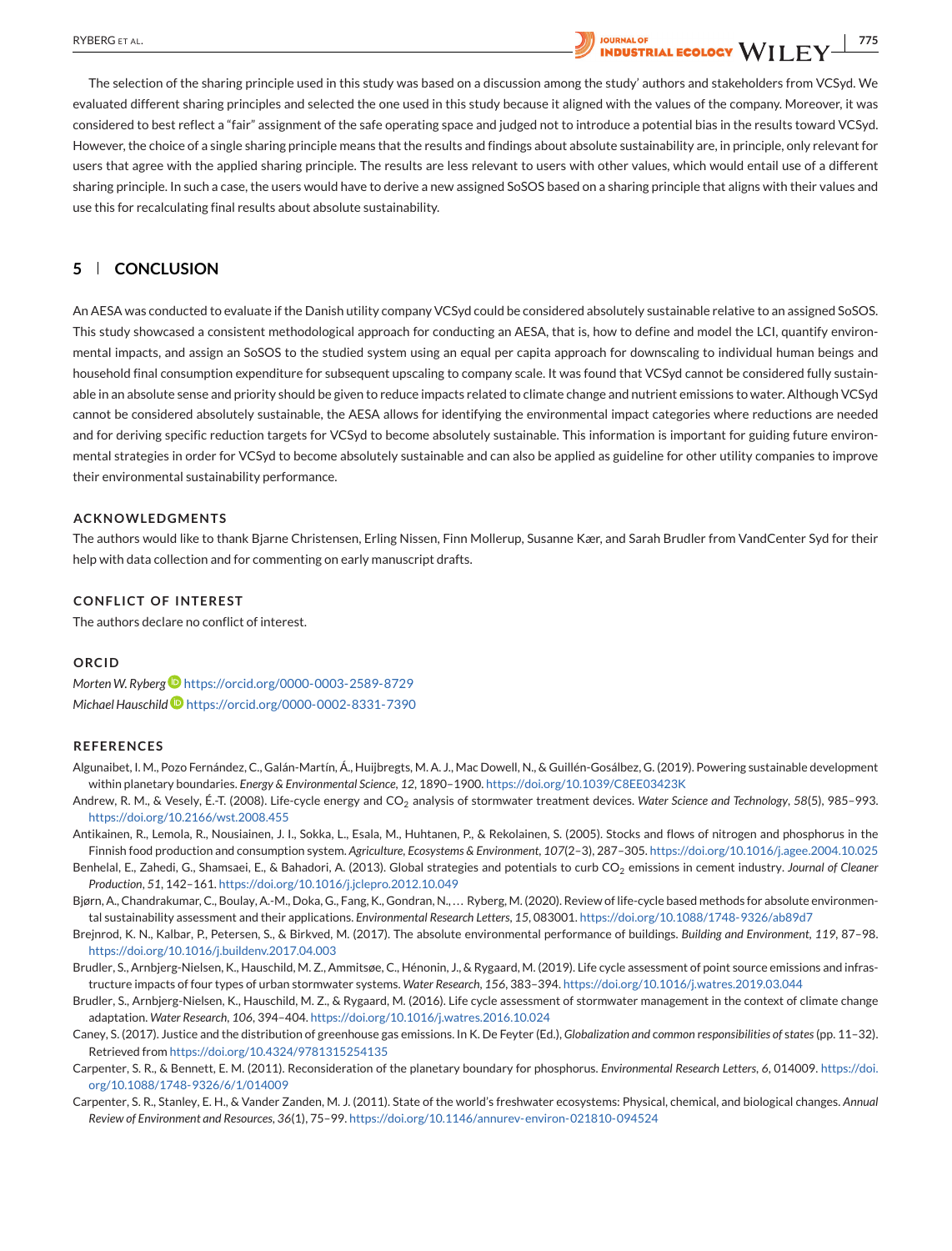The selection of the sharing principle used in this study was based on a discussion among the study' authors and stakeholders from VCSyd. We evaluated different sharing principles and selected the one used in this study because it aligned with the values of the company. Moreover, it was considered to best reflect a "fair" assignment of the safe operating space and judged not to introduce a potential bias in the results toward VCSyd. However, the choice of a single sharing principle means that the results and findings about absolute sustainability are, in principle, only relevant for users that agree with the applied sharing principle. The results are less relevant to users with other values, which would entail use of a different sharing principle. In such a case, the users would have to derive a new assigned SoSOS based on a sharing principle that aligns with their values and use this for recalculating final results about absolute sustainability.

## 5 | CONCLUSION

An AESA was conducted to evaluate if the Danish utility company VCSyd could be considered absolutely sustainable relative to an assigned SoSOS. This study showcased a consistent methodological approach for conducting an AESA, that is, how to define and model the LCI, quantify environmental impacts, and assign an SoSOS to the studied system using an equal per capita approach for downscaling to individual human beings and household final consumption expenditure for subsequent upscaling to company scale. It was found that VCSyd cannot be considered fully sustainable in an absolute sense and priority should be given to reduce impacts related to climate change and nutrient emissions to water. Although VCSyd cannot be considered absolutely sustainable, the AESA allows for identifying the environmental impact categories where reductions are needed and for deriving specific reduction targets for VCSyd to become absolutely sustainable. This information is important for guiding future environmental strategies in order for VCSyd to become absolutely sustainable and can also be applied as guideline for other utility companies to improve their environmental sustainability performance.

### ACKNOWLEDGMENTS

The authors would like to thank Bjarne Christensen, Erling Nissen, Finn Mollerup, Susanne Kær, and Sarah Brudler from VandCenter Syd for their help with data collection and for commenting on early manuscript drafts.

### CONFLICT OF INTEREST

The authors declare no conflict of interest.

### ORCID

*Morten W. Ryberg* https://orcid.org/0000-0003-2589-8729
*Michael Hauschild* https://orcid.org/0000-0002-8331-7390

### REFERENCES

Algunaibet, I. M., Pozo Fernández, C., Galán-Martín, Á., Huijbregts, M. A. J., Mac Dowell, N., & Guillén-Gosálbez, G. (2019). Powering sustainable development within planetary boundaries. *Energy & Environmental Science*, *12*, 1890–1900. https://doi.org/10.1039/C8EE03423K

Andrew, R. M., & Vesely, É.-T. (2008). Life-cycle energy and $CO_2$ analysis of stormwater treatment devices. *Water Science and Technology*, *58*(5), 985–993. https://doi.org/10.2166/wst.2008.455

Antikainen, R., Lemola, R., Nousiainen, J. I., Sokka, L., Esala, M., Huhtanen, P., & Rekolainen, S. (2005). Stocks and flows of nitrogen and phosphorus in the Finnish food production and consumption system. *Agriculture, Ecosystems & Environment*, *107*(2–3), 287–305. https://doi.org/10.1016/j.agee.2004.10.025

Benhelal, E., Zahedi, G., Shamsaei, E., & Bahadori, A. (2013). Global strategies and potentials to curb $CO_2$ emissions in cement industry. *Journal of Cleaner Production*, *51*, 142–161. https://doi.org/10.1016/j.jclepro.2012.10.049

Bjørn, A., Chandrakumar, C., Boulay, A.-M., Doka, G., Fang, K., Gondran, N., … Ryberg, M. (2020). Review of life-cycle based methods for absolute environmental sustainability assessment and their applications. *Environmental Research Letters*, *15*, 083001. https://doi.org/10.1088/1748-9326/ab89d7

Brejnrod, K. N., Kalbar, P., Petersen, S., & Birkved, M. (2017). The absolute environmental performance of buildings. *Building and Environment*, *119*, 87–98. https://doi.org/10.1016/j.buildenv.2017.04.003

Brudler, S., Arnbjerg-Nielsen, K., Hauschild, M. Z., Ammitsøe, C., Hénonin, J., & Rygaard, M. (2019). Life cycle assessment of point source emissions and infrastructure impacts of four types of urban stormwater systems. *Water Research*, *156*, 383–394. https://doi.org/10.1016/j.watres.2019.03.044

Brudler, S., Arnbjerg-Nielsen, K., Hauschild, M. Z., & Rygaard, M. (2016). Life cycle assessment of stormwater management in the context of climate change adaptation. *Water Research*, *106*, 394–404. https://doi.org/10.1016/j.watres.2016.10.024

Caney, S. (2017). Justice and the distribution of greenhouse gas emissions. In K. De Feyter (Ed.), *Globalization and common responsibilities of states* (pp. 11–32). Retrieved from https://doi.org/10.4324/9781315254135

Carpenter, S. R., & Bennett, E. M. (2011). Reconsideration of the planetary boundary for phosphorus. *Environmental Research Letters*, *6*, 014009. https://doi.org/10.1088/1748-9326/6/1/014009

Carpenter, S. R., Stanley, E. H., & Vander Zanden, M. J. (2011). State of the world's freshwater ecosystems: Physical, chemical, and biological changes. *Annual Review of Environment and Resources*, *36*(1), 75–99. https://doi.org/10.1146/annurev-environ-021810-094524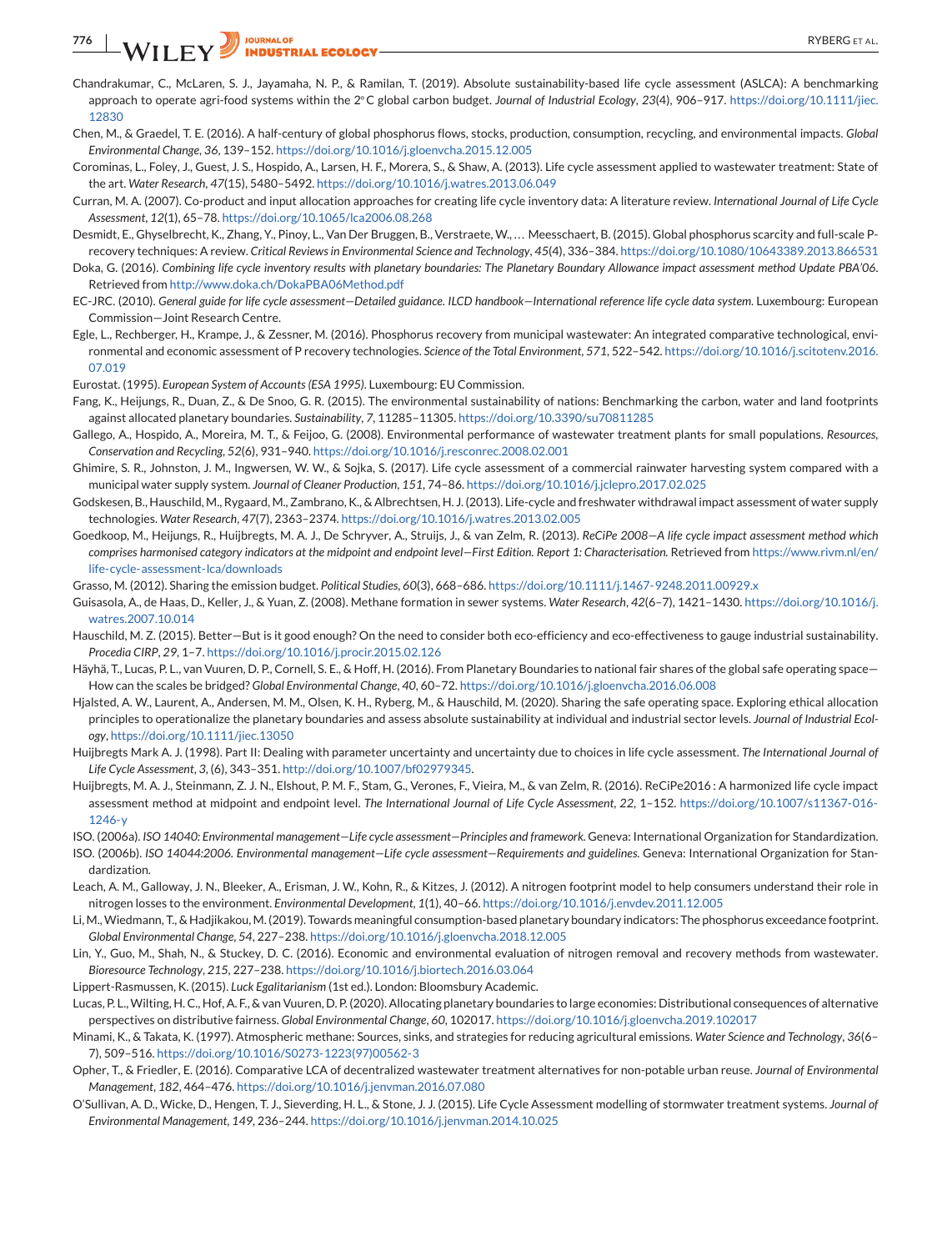Chandrakumar, C., McLaren, S. J., Jayamaha, N. P., & Ramilan, T. (2019). Absolute sustainability-based life cycle assessment (ASLCA): A benchmarking approach to operate agri-food systems within the 2°C global carbon budget. *Journal of Industrial Ecology*, *23*(4), 906–917. https://doi.org/10.1111/jiec.12830

Chen, M., & Graedel, T. E. (2016). A half-century of global phosphorus flows, stocks, production, consumption, recycling, and environmental impacts. *Global Environmental Change*, *36*, 139–152. https://doi.org/10.1016/j.gloenvcha.2015.12.005

Corominas, L., Foley, J., Guest, J. S., Hospido, A., Larsen, H. F., Morera, S., & Shaw, A. (2013). Life cycle assessment applied to wastewater treatment: State of the art. *Water Research*, *47*(15), 5480–5492. https://doi.org/10.1016/j.watres.2013.06.049

Curran, M. A. (2007). Co-product and input allocation approaches for creating life cycle inventory data: A literature review. *International Journal of Life Cycle Assessment*, *12*(1), 65–78. https://doi.org/10.1065/lca2006.08.268

Desmidt, E., Ghyselbrecht, K., Zhang, Y., Pinoy, L., Van Der Bruggen, B., Verstraete, W., … Meesschaert, B. (2015). Global phosphorus scarcity and full-scale P-recovery techniques: A review. *Critical Reviews in Environmental Science and Technology*, *45*(4), 336–384. https://doi.org/10.1080/10643389.2013.866531

Doka, G. (2016). *Combining life cycle inventory results with planetary boundaries: The Planetary Boundary Allowance impact assessment method Update PBA'06*. Retrieved from http://www.doka.ch/DokaPBA06Method.pdf

EC-JRC. (2010). *General guide for life cycle assessment—Detailed guidance. ILCD handbook—International reference life cycle data system*. Luxembourg: European Commission—Joint Research Centre.

Egle, L., Rechberger, H., Krampe, J., & Zessner, M. (2016). Phosphorus recovery from municipal wastewater: An integrated comparative technological, environmental and economic assessment of P recovery technologies. *Science of the Total Environment*, *571*, 522–542. https://doi.org/10.1016/j.scitotenv.2016.07.019

Eurostat. (1995). *European System of Accounts (ESA 1995)*. Luxembourg: EU Commission.

Fang, K., Heijungs, R., Duan, Z., & De Snoo, G. R. (2015). The environmental sustainability of nations: Benchmarking the carbon, water and land footprints against allocated planetary boundaries. *Sustainability*, *7*, 11285–11305. https://doi.org/10.3390/su70811285

Gallego, A., Hospido, A., Moreira, M. T., & Feijoo, G. (2008). Environmental performance of wastewater treatment plants for small populations. *Resources, Conservation and Recycling*, *52*(6), 931–940. https://doi.org/10.1016/j.resconrec.2008.02.001

Ghimire, S. R., Johnston, J. M., Ingwersen, W. W., & Sojka, S. (2017). Life cycle assessment of a commercial rainwater harvesting system compared with a municipal water supply system. *Journal of Cleaner Production*, *151*, 74–86. https://doi.org/10.1016/j.jclepro.2017.02.025

Godskesen, B., Hauschild, M., Rygaard, M., Zambrano, K., & Albrechtsen, H. J. (2013). Life-cycle and freshwater withdrawal impact assessment of water supply technologies. *Water Research*, *47*(7), 2363–2374. https://doi.org/10.1016/j.watres.2013.02.005

Goedkoop, M., Heijungs, R., Huijbregts, M. A. J., De Schryver, A., Struijs, J., & van Zelm, R. (2013). *ReCiPe 2008—A life cycle impact assessment method which comprises harmonised category indicators at the midpoint and endpoint level—First Edition. Report 1: Characterisation.* Retrieved from https://www.rivm.nl/en/life-cycle-assessment-lca/downloads

Grasso, M. (2012). Sharing the emission budget. *Political Studies*, *60*(3), 668–686. https://doi.org/10.1111/j.1467-9248.2011.00929.x

Guisasola, A., de Haas, D., Keller, J., & Yuan, Z. (2008). Methane formation in sewer systems. *Water Research*, *42*(6–7), 1421–1430. https://doi.org/10.1016/j.watres.2007.10.014

Hauschild, M. Z. (2015). Better—But is it good enough? On the need to consider both eco-efficiency and eco-effectiveness to gauge industrial sustainability. *Procedia CIRP*, *29*, 1–7. https://doi.org/10.1016/j.procir.2015.02.126

Häyhä, T., Lucas, P. L., van Vuuren, D. P., Cornell, S. E., & Hoff, H. (2016). From Planetary Boundaries to national fair shares of the global safe operating space—How can the scales be bridged? *Global Environmental Change*, *40*, 60–72. https://doi.org/10.1016/j.gloenvcha.2016.06.008

Hjalsted, A. W., Laurent, A., Andersen, M. M., Olsen, K. H., Ryberg, M., & Hauschild, M. (2020). Sharing the safe operating space. Exploring ethical allocation principles to operationalize the planetary boundaries and assess absolute sustainability at individual and industrial sector levels. *Journal of Industrial Ecology*, https://doi.org/10.1111/jiec.13050

Huijbregts Mark A. J. (1998). Part II: Dealing with parameter uncertainty and uncertainty due to choices in life cycle assessment. *The International Journal of Life Cycle Assessment*, *3*, (6), 343–351. http://doi.org/10.1007/bf02979345.

Huijbregts, M. A. J., Steinmann, Z. J. N., Elshout, P. M. F., Stam, G., Verones, F., Vieira, M., & van Zelm, R. (2016). ReCiPe2016 : A harmonized life cycle impact assessment method at midpoint and endpoint level. *The International Journal of Life Cycle Assessment*, *22*, 1–152. https://doi.org/10.1007/s11367-016-1246-y

ISO. (2006a). *ISO 14040: Environmental management—Life cycle assessment—Principles and framework*. Geneva: International Organization for Standardization.

ISO. (2006b). *ISO 14044:2006. Environmental management—Life cycle assessment—Requirements and guidelines.* Geneva: International Organization for Standardization.

Leach, A. M., Galloway, J. N., Bleeker, A., Erisman, J. W., Kohn, R., & Kitzes, J. (2012). A nitrogen footprint model to help consumers understand their role in nitrogen losses to the environment. *Environmental Development*, *1*(1), 40–66. https://doi.org/10.1016/j.envdev.2011.12.005

Li, M., Wiedmann, T., & Hadjikakou, M. (2019). Towards meaningful consumption-based planetary boundary indicators: The phosphorus exceedance footprint. *Global Environmental Change*, *54*, 227–238. https://doi.org/10.1016/j.gloenvcha.2018.12.005

Lin, Y., Guo, M., Shah, N., & Stuckey, D. C. (2016). Economic and environmental evaluation of nitrogen removal and recovery methods from wastewater. *Bioresource Technology*, *215*, 227–238. https://doi.org/10.1016/j.biortech.2016.03.064

Lippert-Rasmussen, K. (2015). *Luck Egalitarianism* (1st ed.). London: Bloomsbury Academic.

Lucas, P. L., Wilting, H. C., Hof, A. F., & van Vuuren, D. P. (2020). Allocating planetary boundaries to large economies: Distributional consequences of alternative perspectives on distributive fairness. *Global Environmental Change*, *60*, 102017. https://doi.org/10.1016/j.gloenvcha.2019.102017

Minami, K., & Takata, K. (1997). Atmospheric methane: Sources, sinks, and strategies for reducing agricultural emissions. *Water Science and Technology*, *36*(6–7), 509–516. https://doi.org/10.1016/S0273-1223(97)00562-3

Opher, T., & Friedler, E. (2016). Comparative LCA of decentralized wastewater treatment alternatives for non-potable urban reuse. *Journal of Environmental Management*, *182*, 464–476. https://doi.org/10.1016/j.jenvman.2016.07.080

O'Sullivan, A. D., Wicke, D., Hengen, T. J., Sieverding, H. L., & Stone, J. J. (2015). Life Cycle Assessment modelling of stormwater treatment systems. *Journal of Environmental Management*, *149*, 236–244. https://doi.org/10.1016/j.jenvman.2014.10.025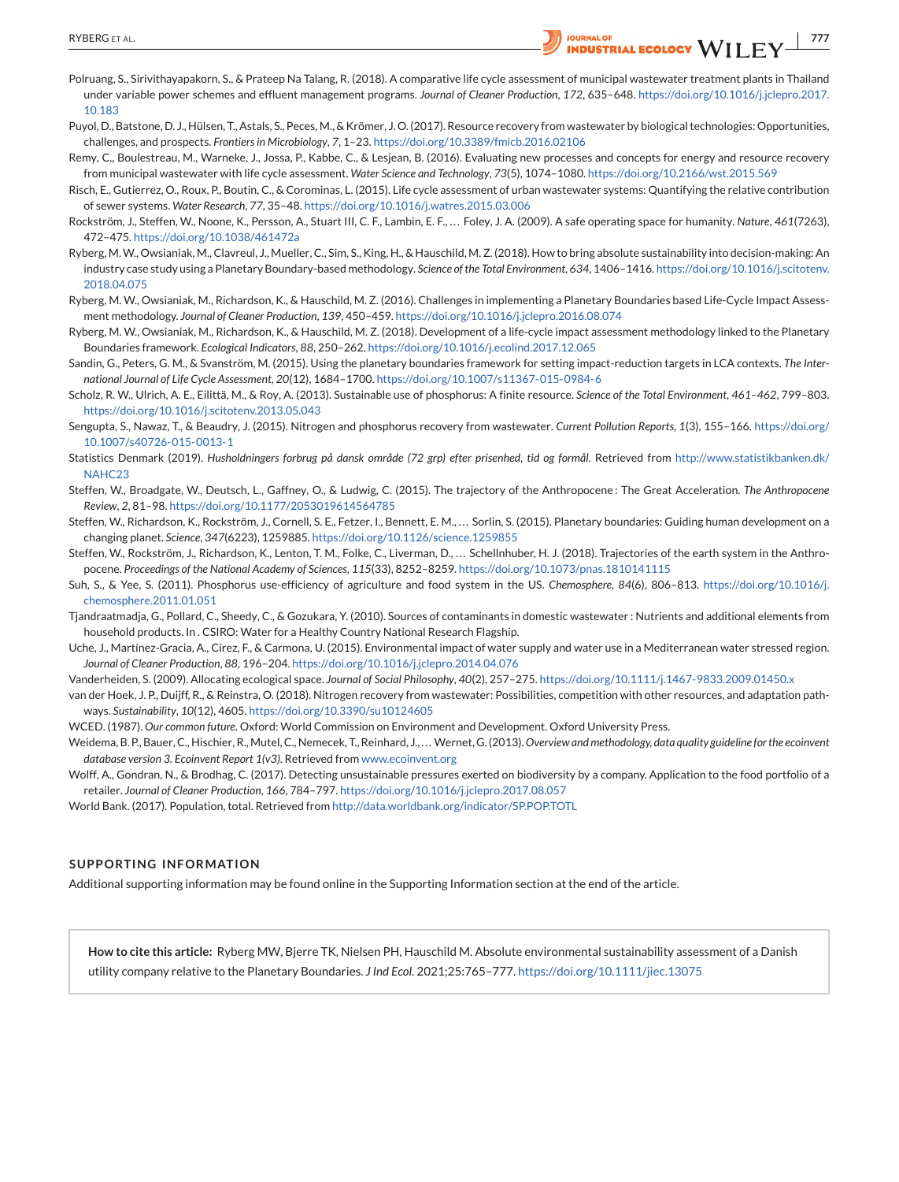Polruang, S., Sirivithayapakorn, S., & Prateep Na Talang, R. (2018). A comparative life cycle assessment of municipal wastewater treatment plants in Thailand under variable power schemes and effluent management programs. *Journal of Cleaner Production*, *172*, 635–648. https://doi.org/10.1016/j.jclepro.2017.10.183

Puyol, D., Batstone, D. J., Hülsen, T., Astals, S., Peces, M., & Krömer, J. O. (2017). Resource recovery from wastewater by biological technologies: Opportunities, challenges, and prospects. *Frontiers in Microbiology*, *7*, 1–23. https://doi.org/10.3389/fmicb.2016.02106

Remy, C., Boulestreau, M., Warneke, J., Jossa, P., Kabbe, C., & Lesjean, B. (2016). Evaluating new processes and concepts for energy and resource recovery from municipal wastewater with life cycle assessment. *Water Science and Technology*, *73*(5), 1074–1080. https://doi.org/10.2166/wst.2015.569

Risch, E., Gutierrez, O., Roux, P., Boutin, C., & Corominas, L. (2015). Life cycle assessment of urban wastewater systems: Quantifying the relative contribution of sewer systems. *Water Research*, *77*, 35–48. https://doi.org/10.1016/j.watres.2015.03.006

Rockström, J., Steffen, W., Noone, K., Persson, A., Stuart III, C. F., Lambin, E. F., … Foley, J. A. (2009). A safe operating space for humanity. *Nature*, *461*(7263), 472–475. https://doi.org/10.1038/461472a

Ryberg, M. W., Owsianiak, M., Clavreul, J., Mueller, C., Sim, S., King, H., & Hauschild, M. Z. (2018). How to bring absolute sustainability into decision-making: An industry case study using a Planetary Boundary-based methodology. *Science of the Total Environment*, *634*, 1406–1416. https://doi.org/10.1016/j.scitotenv.2018.04.075

Ryberg, M. W., Owsianiak, M., Richardson, K., & Hauschild, M. Z. (2016). Challenges in implementing a Planetary Boundaries based Life-Cycle Impact Assessment methodology. *Journal of Cleaner Production*, *139*, 450–459. https://doi.org/10.1016/j.jclepro.2016.08.074

Ryberg, M. W., Owsianiak, M., Richardson, K., & Hauschild, M. Z. (2018). Development of a life-cycle impact assessment methodology linked to the Planetary Boundaries framework. *Ecological Indicators*, *88*, 250–262. https://doi.org/10.1016/j.ecolind.2017.12.065

Sandin, G., Peters, G. M., & Svanström, M. (2015). Using the planetary boundaries framework for setting impact-reduction targets in LCA contexts. *The International Journal of Life Cycle Assessment*, *20*(12), 1684–1700. https://doi.org/10.1007/s11367-015-0984-6

Scholz, R. W., Ulrich, A. E., Eilittä, M., & Roy, A. (2013). Sustainable use of phosphorus: A finite resource. *Science of the Total Environment*, *461–462*, 799–803. https://doi.org/10.1016/j.scitotenv.2013.05.043

Sengupta, S., Nawaz, T., & Beaudry, J. (2015). Nitrogen and phosphorus recovery from wastewater. *Current Pollution Reports*, *1*(3), 155–166. https://doi.org/10.1007/s40726-015-0013-1

Statistics Denmark (2019). *Husholdningers forbrug på dansk område (72 grp) efter prisenhed, tid og formål.* Retrieved from http://www.statistikbanken.dk/NAHC23

Steffen, W., Broadgate, W., Deutsch, L., Gaffney, O., & Ludwig, C. (2015). The trajectory of the Anthropocene : The Great Acceleration. *The Anthropocene Review*, *2*, 81–98. https://doi.org/10.1177/2053019614564785

Steffen, W., Richardson, K., Rockström, J., Cornell, S. E., Fetzer, I., Bennett, E. M., … Sorlin, S. (2015). Planetary boundaries: Guiding human development on a changing planet. *Science*, *347*(6223), 1259885. https://doi.org/10.1126/science.1259855

Steffen, W., Rockström, J., Richardson, K., Lenton, T. M., Folke, C., Liverman, D., … Schellnhuber, H. J. (2018). Trajectories of the earth system in the Anthropocene. *Proceedings of the National Academy of Sciences*, *115*(33), 8252–8259. https://doi.org/10.1073/pnas.1810141115

Suh, S., & Yee, S. (2011). Phosphorus use-efficiency of agriculture and food system in the US. *Chemosphere*, *84*(6), 806–813. https://doi.org/10.1016/j.chemosphere.2011.01.051

Tjandraatmadja, G., Pollard, C., Sheedy, C., & Gozukara, Y. (2010). Sources of contaminants in domestic wastewater : Nutrients and additional elements from household products. In . CSIRO: Water for a Healthy Country National Research Flagship.

Uche, J., Martínez-Gracia, A., Círez, F., & Carmona, U. (2015). Environmental impact of water supply and water use in a Mediterranean water stressed region. *Journal of Cleaner Production*, *88*, 196–204. https://doi.org/10.1016/j.jclepro.2014.04.076

Vanderheiden, S. (2009). Allocating ecological space. *Journal of Social Philosophy*, *40*(2), 257–275. https://doi.org/10.1111/j.1467-9833.2009.01450.x

van der Hoek, J. P., Duijff, R., & Reinstra, O. (2018). Nitrogen recovery from wastewater: Possibilities, competition with other resources, and adaptation pathways. *Sustainability*, *10*(12), 4605. https://doi.org/10.3390/su10124605

WCED. (1987). *Our common future.* Oxford: World Commission on Environment and Development. Oxford University Press.

Weidema, B. P., Bauer, C., Hischier, R., Mutel, C., Nemecek, T., Reinhard, J., … Wernet, G. (2013). *Overview and methodology, data quality guideline for the ecoinvent database version 3. Ecoinvent Report 1(v3).* Retrieved from www.ecoinvent.org

Wolff, A., Gondran, N., & Brodhag, C. (2017). Detecting unsustainable pressures exerted on biodiversity by a company. Application to the food portfolio of a retailer. *Journal of Cleaner Production*, *166*, 784–797. https://doi.org/10.1016/j.jclepro.2017.08.057

World Bank. (2017). Population, total. Retrieved from http://data.worldbank.org/indicator/SP.POP.TOTL

## SUPPORTING INFORMATION

Additional supporting information may be found online in the Supporting Information section at the end of the article.

**How to cite this article:** Ryberg MW, Bjerre TK, Nielsen PH, Hauschild M. Absolute environmental sustainability assessment of a Danish utility company relative to the Planetary Boundaries. *J Ind Ecol.* 2021;25:765–777. https://doi.org/10.1111/jiec.13075